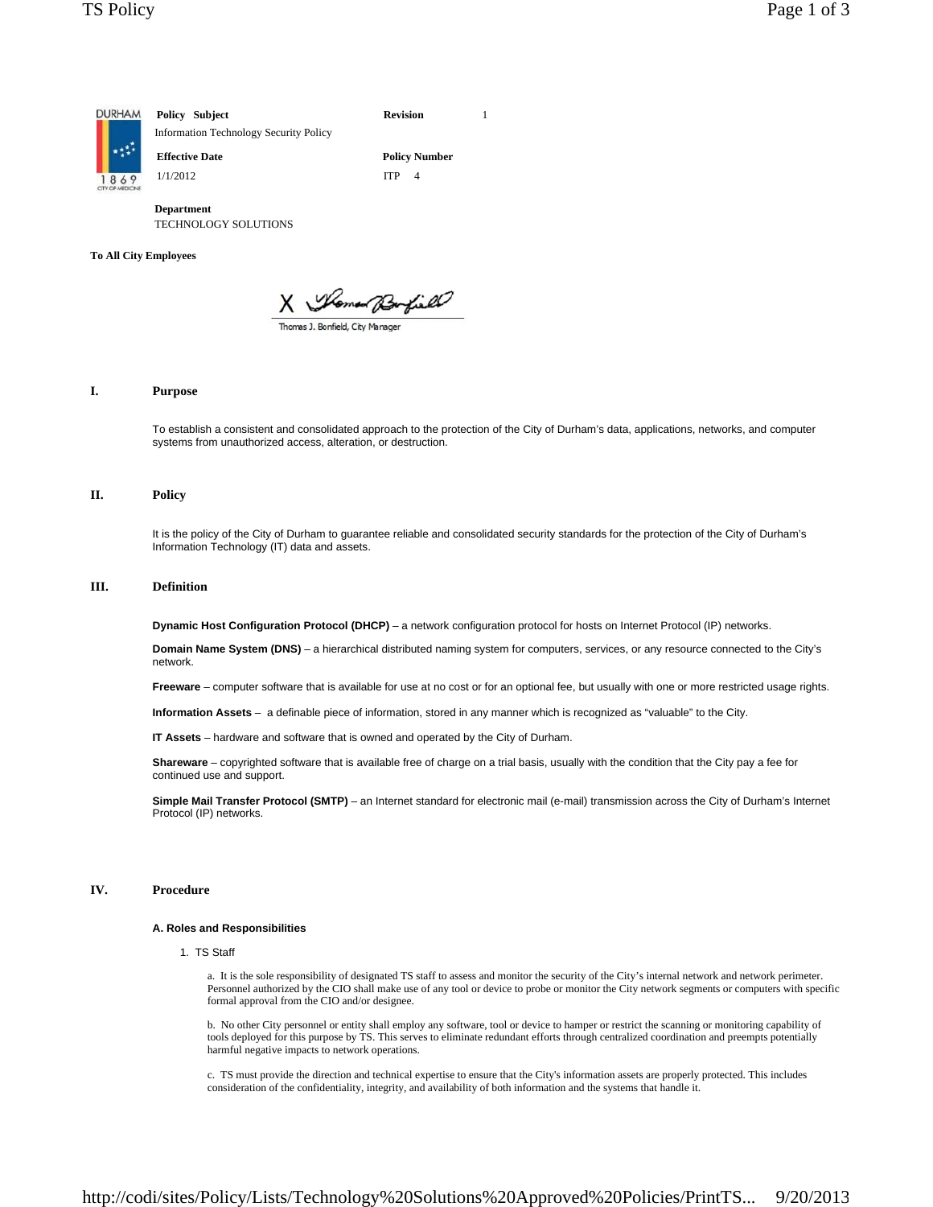| **Policy Subject** | **Revision** | 1 |
|---|---|---|
| Information Technology Security Policy | | |
| **Effective Date** | **Policy Number** | |
| 1/1/2012 | ITP 4 | |

**Department**
TECHNOLOGY SOLUTIONS

**To All City Employees**

X Thomas Bonfield

Thomas J. Bonfield, City Manager

## I. Purpose

To establish a consistent and consolidated approach to the protection of the City of Durham's data, applications, networks, and computer systems from unauthorized access, alteration, or destruction.

## II. Policy

It is the policy of the City of Durham to guarantee reliable and consolidated security standards for the protection of the City of Durham's Information Technology (IT) data and assets.

## III. Definition

**Dynamic Host Configuration Protocol (DHCP)** – a network configuration protocol for hosts on Internet Protocol (IP) networks.

**Domain Name System (DNS)** – a hierarchical distributed naming system for computers, services, or any resource connected to the City's network.

**Freeware** – computer software that is available for use at no cost or for an optional fee, but usually with one or more restricted usage rights.

**Information Assets** – a definable piece of information, stored in any manner which is recognized as "valuable" to the City.

**IT Assets** – hardware and software that is owned and operated by the City of Durham.

**Shareware** – copyrighted software that is available free of charge on a trial basis, usually with the condition that the City pay a fee for continued use and support.

**Simple Mail Transfer Protocol (SMTP)** – an Internet standard for electronic mail (e-mail) transmission across the City of Durham's Internet Protocol (IP) networks.

## IV. Procedure

### A. Roles and Responsibilities

1. TS Staff

a. It is the sole responsibility of designated TS staff to assess and monitor the security of the City's internal network and network perimeter. Personnel authorized by the CIO shall make use of any tool or device to probe or monitor the City network segments or computers with specific formal approval from the CIO and/or designee.

b. No other City personnel or entity shall employ any software, tool or device to hamper or restrict the scanning or monitoring capability of tools deployed for this purpose by TS. This serves to eliminate redundant efforts through centralized coordination and preempts potentially harmful negative impacts to network operations.

c. TS must provide the direction and technical expertise to ensure that the City's information assets are properly protected. This includes consideration of the confidentiality, integrity, and availability of both information and the systems that handle it.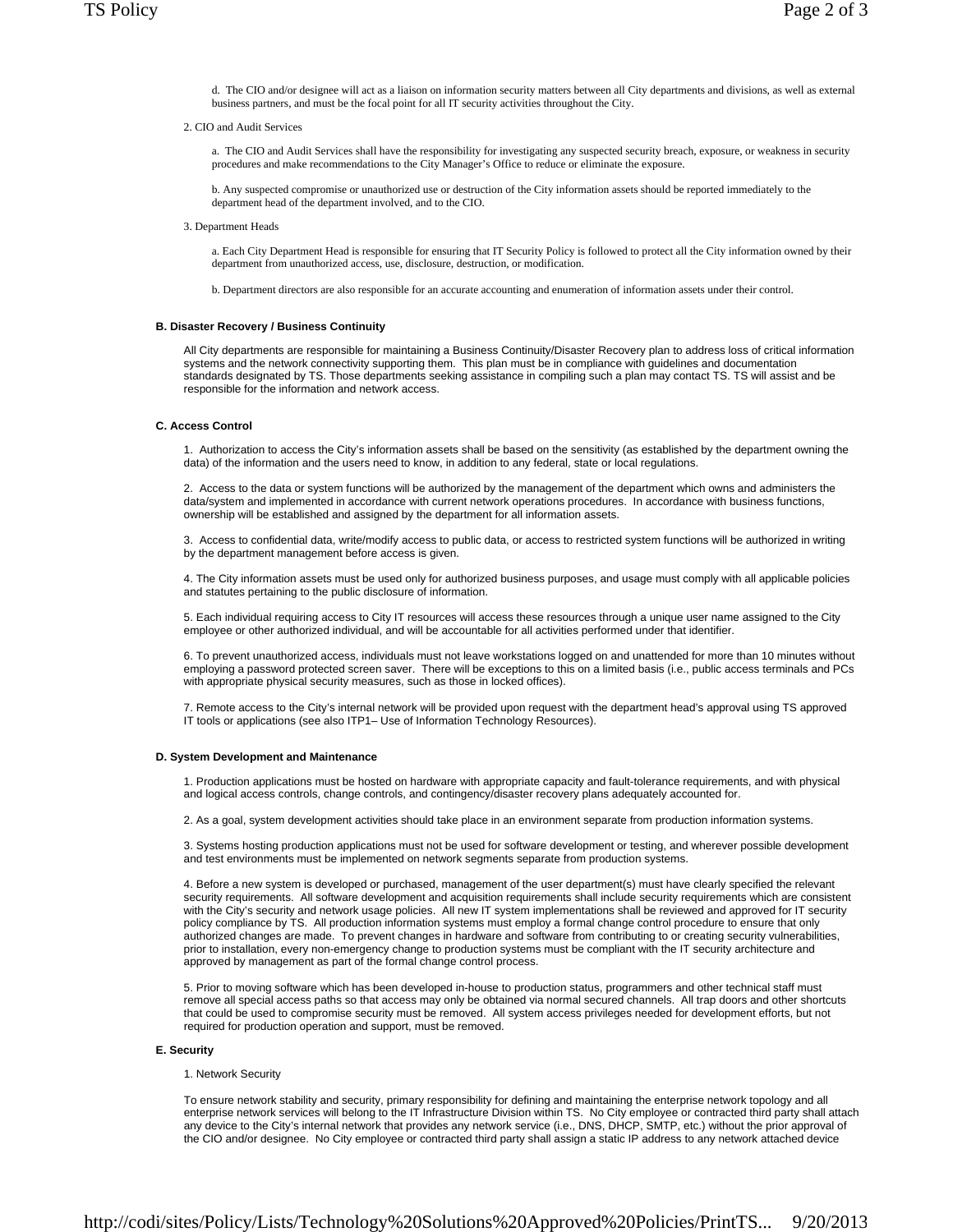d. The CIO and/or designee will act as a liaison on information security matters between all City departments and divisions, as well as external business partners, and must be the focal point for all IT security activities throughout the City.

2. CIO and Audit Services

a. The CIO and Audit Services shall have the responsibility for investigating any suspected security breach, exposure, or weakness in security procedures and make recommendations to the City Manager's Office to reduce or eliminate the exposure.

b. Any suspected compromise or unauthorized use or destruction of the City information assets should be reported immediately to the department head of the department involved, and to the CIO.

3. Department Heads

a. Each City Department Head is responsible for ensuring that IT Security Policy is followed to protect all the City information owned by their department from unauthorized access, use, disclosure, destruction, or modification.

b. Department directors are also responsible for an accurate accounting and enumeration of information assets under their control.

**B. Disaster Recovery / Business Continuity**

All City departments are responsible for maintaining a Business Continuity/Disaster Recovery plan to address loss of critical information systems and the network connectivity supporting them. This plan must be in compliance with guidelines and documentation standards designated by TS. Those departments seeking assistance in compiling such a plan may contact TS. TS will assist and be responsible for the information and network access.

**C. Access Control**

1. Authorization to access the City's information assets shall be based on the sensitivity (as established by the department owning the data) of the information and the users need to know, in addition to any federal, state or local regulations.

2. Access to the data or system functions will be authorized by the management of the department which owns and administers the data/system and implemented in accordance with current network operations procedures. In accordance with business functions, ownership will be established and assigned by the department for all information assets.

3. Access to confidential data, write/modify access to public data, or access to restricted system functions will be authorized in writing by the department management before access is given.

4. The City information assets must be used only for authorized business purposes, and usage must comply with all applicable policies and statutes pertaining to the public disclosure of information.

5. Each individual requiring access to City IT resources will access these resources through a unique user name assigned to the City employee or other authorized individual, and will be accountable for all activities performed under that identifier.

6. To prevent unauthorized access, individuals must not leave workstations logged on and unattended for more than 10 minutes without employing a password protected screen saver. There will be exceptions to this on a limited basis (i.e., public access terminals and PCs with appropriate physical security measures, such as those in locked offices).

7. Remote access to the City's internal network will be provided upon request with the department head's approval using TS approved IT tools or applications (see also ITP1– Use of Information Technology Resources).

**D. System Development and Maintenance**

1. Production applications must be hosted on hardware with appropriate capacity and fault-tolerance requirements, and with physical and logical access controls, change controls, and contingency/disaster recovery plans adequately accounted for.

2. As a goal, system development activities should take place in an environment separate from production information systems.

3. Systems hosting production applications must not be used for software development or testing, and wherever possible development and test environments must be implemented on network segments separate from production systems.

4. Before a new system is developed or purchased, management of the user department(s) must have clearly specified the relevant security requirements. All software development and acquisition requirements shall include security requirements which are consistent with the City's security and network usage policies. All new IT system implementations shall be reviewed and approved for IT security policy compliance by TS. All production information systems must employ a formal change control procedure to ensure that only authorized changes are made. To prevent changes in hardware and software from contributing to or creating security vulnerabilities, prior to installation, every non-emergency change to production systems must be compliant with the IT security architecture and approved by management as part of the formal change control process.

5. Prior to moving software which has been developed in-house to production status, programmers and other technical staff must remove all special access paths so that access may only be obtained via normal secured channels. All trap doors and other shortcuts that could be used to compromise security must be removed. All system access privileges needed for development efforts, but not required for production operation and support, must be removed.

**E. Security**

1. Network Security

To ensure network stability and security, primary responsibility for defining and maintaining the enterprise network topology and all enterprise network services will belong to the IT Infrastructure Division within TS. No City employee or contracted third party shall attach any device to the City's internal network that provides any network service (i.e., DNS, DHCP, SMTP, etc.) without the prior approval of the CIO and/or designee. No City employee or contracted third party shall assign a static IP address to any network attached device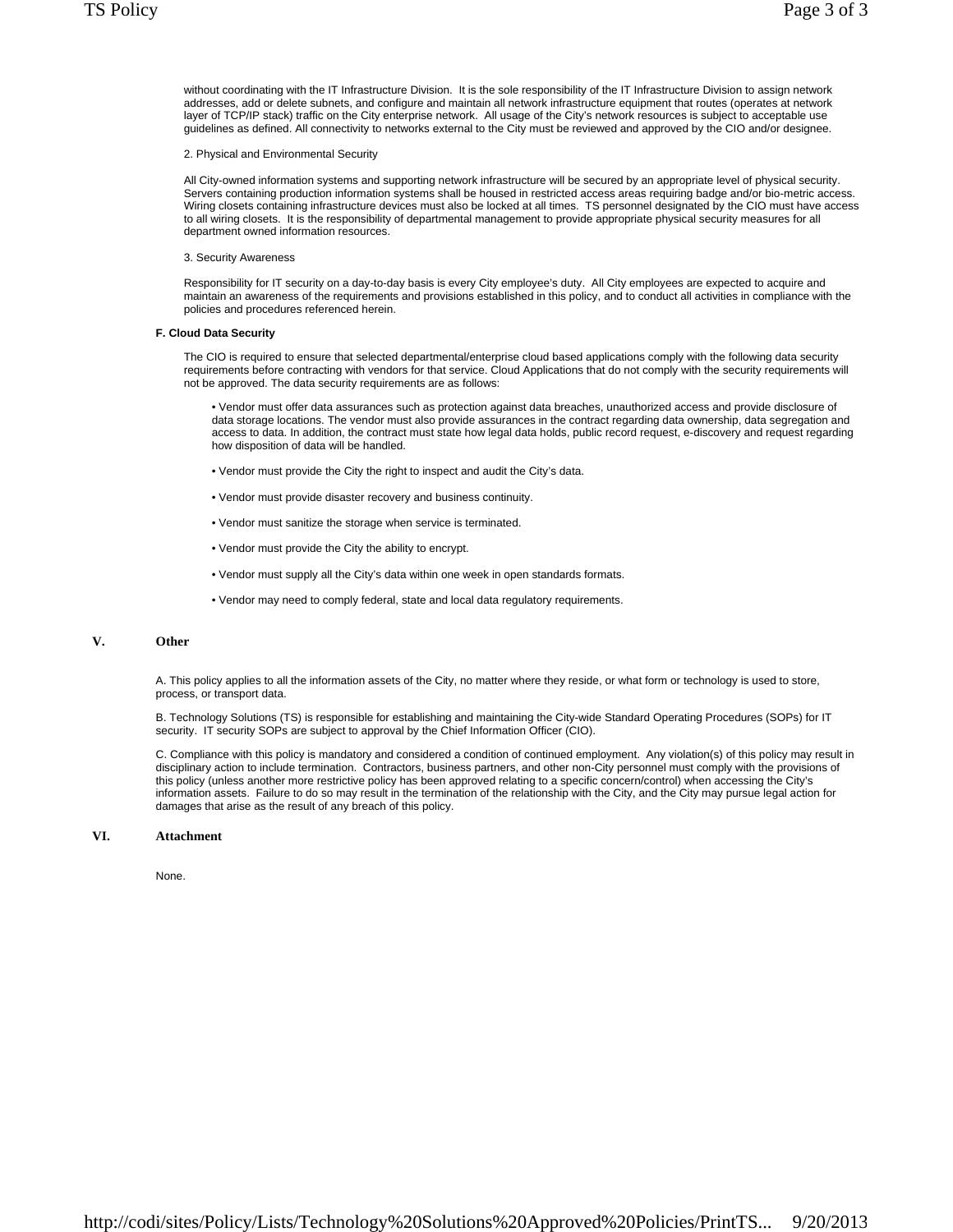without coordinating with the IT Infrastructure Division. It is the sole responsibility of the IT Infrastructure Division to assign network addresses, add or delete subnets, and configure and maintain all network infrastructure equipment that routes (operates at network layer of TCP/IP stack) traffic on the City enterprise network. All usage of the City's network resources is subject to acceptable use guidelines as defined. All connectivity to networks external to the City must be reviewed and approved by the CIO and/or designee.

2. Physical and Environmental Security

All City-owned information systems and supporting network infrastructure will be secured by an appropriate level of physical security. Servers containing production information systems shall be housed in restricted access areas requiring badge and/or bio-metric access. Wiring closets containing infrastructure devices must also be locked at all times. TS personnel designated by the CIO must have access to all wiring closets. It is the responsibility of departmental management to provide appropriate physical security measures for all department owned information resources.

3. Security Awareness

Responsibility for IT security on a day-to-day basis is every City employee's duty. All City employees are expected to acquire and maintain an awareness of the requirements and provisions established in this policy, and to conduct all activities in compliance with the policies and procedures referenced herein.

**F. Cloud Data Security**

The CIO is required to ensure that selected departmental/enterprise cloud based applications comply with the following data security requirements before contracting with vendors for that service. Cloud Applications that do not comply with the security requirements will not be approved. The data security requirements are as follows:

- Vendor must offer data assurances such as protection against data breaches, unauthorized access and provide disclosure of data storage locations. The vendor must also provide assurances in the contract regarding data ownership, data segregation and access to data. In addition, the contract must state how legal data holds, public record request, e-discovery and request regarding how disposition of data will be handled.

- Vendor must provide the City the right to inspect and audit the City's data.

- Vendor must provide disaster recovery and business continuity.

- Vendor must sanitize the storage when service is terminated.

- Vendor must provide the City the ability to encrypt.

- Vendor must supply all the City's data within one week in open standards formats.

- Vendor may need to comply federal, state and local data regulatory requirements.

## V. Other

A. This policy applies to all the information assets of the City, no matter where they reside, or what form or technology is used to store, process, or transport data.

B. Technology Solutions (TS) is responsible for establishing and maintaining the City-wide Standard Operating Procedures (SOPs) for IT security. IT security SOPs are subject to approval by the Chief Information Officer (CIO).

C. Compliance with this policy is mandatory and considered a condition of continued employment. Any violation(s) of this policy may result in disciplinary action to include termination. Contractors, business partners, and other non-City personnel must comply with the provisions of this policy (unless another more restrictive policy has been approved relating to a specific concern/control) when accessing the City's information assets. Failure to do so may result in the termination of the relationship with the City, and the City may pursue legal action for damages that arise as the result of any breach of this policy.

## VI. Attachment

None.